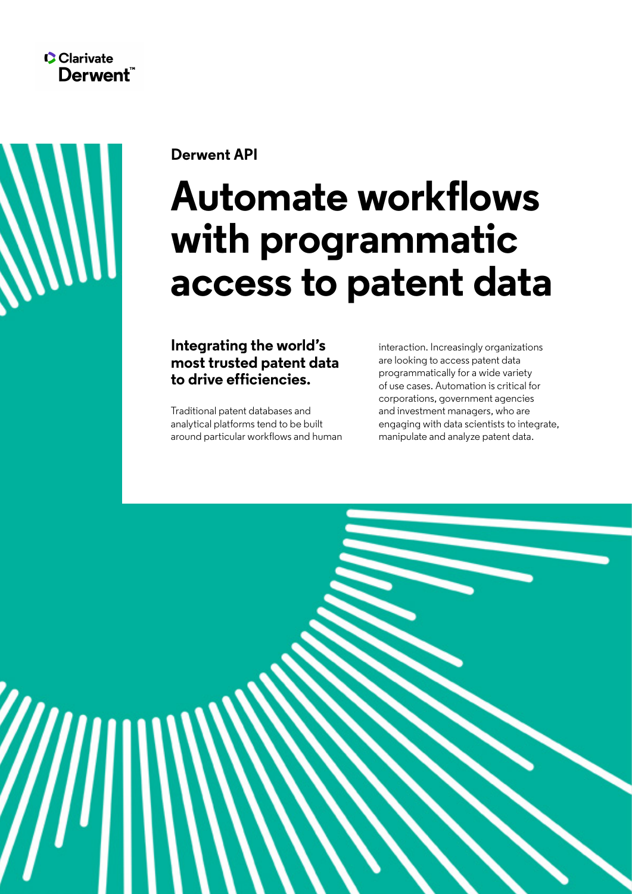Clarivate Derwent™

Derwent API

# Automate workflows with programmatic access to patent data

## Integrating the world's most trusted patent data to drive efficiencies.

Traditional patent databases and analytical platforms tend to be built around particular workflows and human interaction. Increasingly organizations are looking to access patent data programmatically for a wide variety of use cases. Automation is critical for corporations, government agencies and investment managers, who are engaging with data scientists to integrate, manipulate and analyze patent data.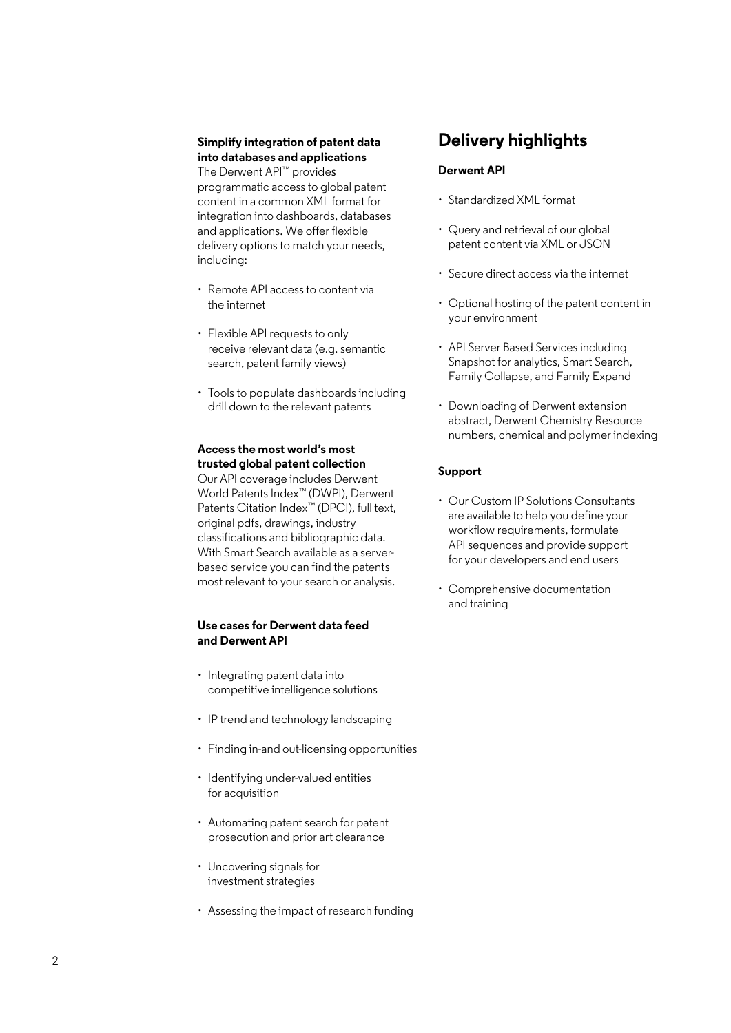**Simplify integration of patent data into databases and applications**

The Derwent API™ provides programmatic access to global patent content in a common XML format for integration into dashboards, databases and applications. We offer flexible delivery options to match your needs, including:

- Remote API access to content via the internet
- Flexible API requests to only receive relevant data (e.g. semantic search, patent family views)
- Tools to populate dashboards including drill down to the relevant patents

**Access the most world's most trusted global patent collection**

Our API coverage includes Derwent World Patents Index™ (DWPI), Derwent Patents Citation Index™ (DPCI), full text, original pdfs, drawings, industry classifications and bibliographic data. With Smart Search available as a server-based service you can find the patents most relevant to your search or analysis.

**Use cases for Derwent data feed and Derwent API**

- Integrating patent data into competitive intelligence solutions
- IP trend and technology landscaping
- Finding in-and out-licensing opportunities
- Identifying under-valued entities for acquisition
- Automating patent search for patent prosecution and prior art clearance
- Uncovering signals for investment strategies
- Assessing the impact of research funding

## Delivery highlights

**Derwent API**

- Standardized XML format
- Query and retrieval of our global patent content via XML or JSON
- Secure direct access via the internet
- Optional hosting of the patent content in your environment
- API Server Based Services including Snapshot for analytics, Smart Search, Family Collapse, and Family Expand
- Downloading of Derwent extension abstract, Derwent Chemistry Resource numbers, chemical and polymer indexing

**Support**

- Our Custom IP Solutions Consultants are available to help you define your workflow requirements, formulate API sequences and provide support for your developers and end users
- Comprehensive documentation and training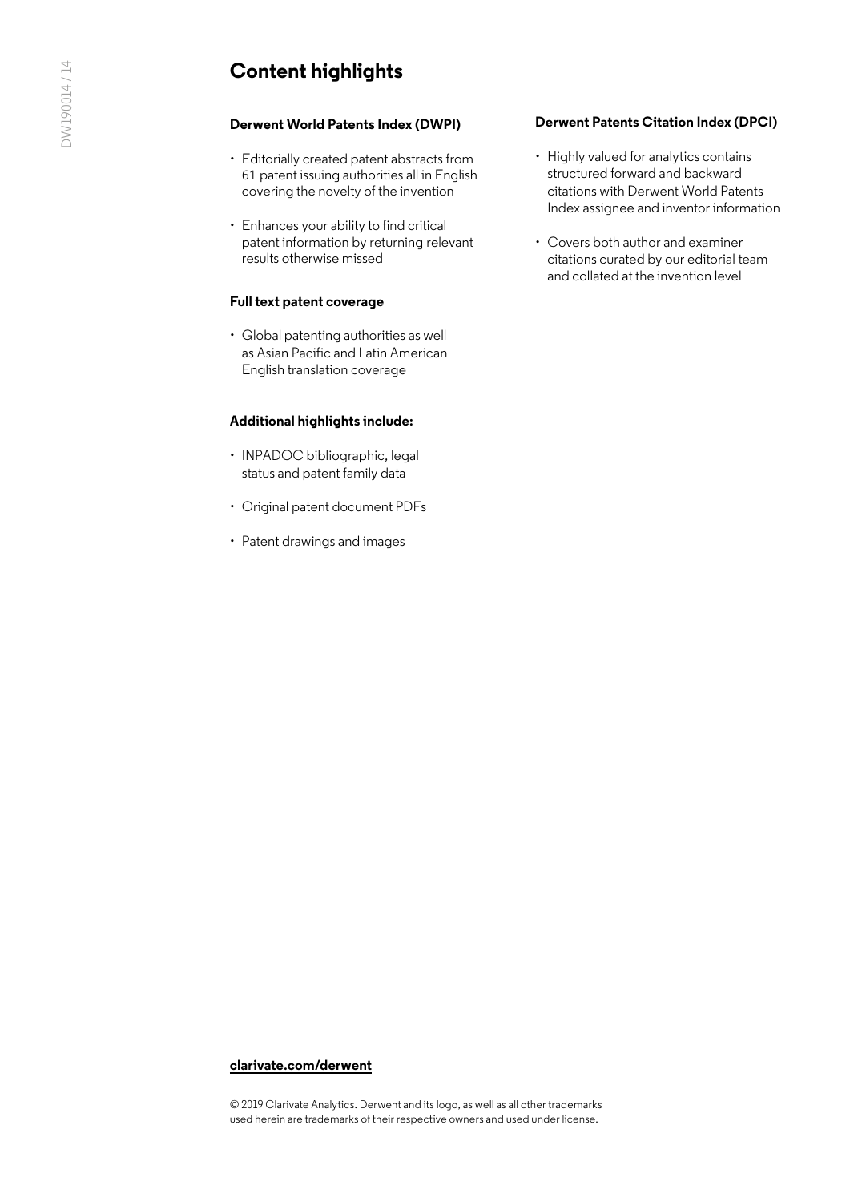## Content highlights

### Derwent World Patents Index (DWPI)

- Editorially created patent abstracts from 61 patent issuing authorities all in English covering the novelty of the invention
- Enhances your ability to find critical patent information by returning relevant results otherwise missed

### Full text patent coverage

- Global patenting authorities as well as Asian Pacific and Latin American English translation coverage

### Additional highlights include:

- INPADOC bibliographic, legal status and patent family data
- Original patent document PDFs
- Patent drawings and images

### Derwent Patents Citation Index (DPCI)

- Highly valued for analytics contains structured forward and backward citations with Derwent World Patents Index assignee and inventor information
- Covers both author and examiner citations curated by our editorial team and collated at the invention level

**clarivate.com/derwent**

© 2019 Clarivate Analytics. Derwent and its logo, as well as all other trademarks used herein are trademarks of their respective owners and used under license.